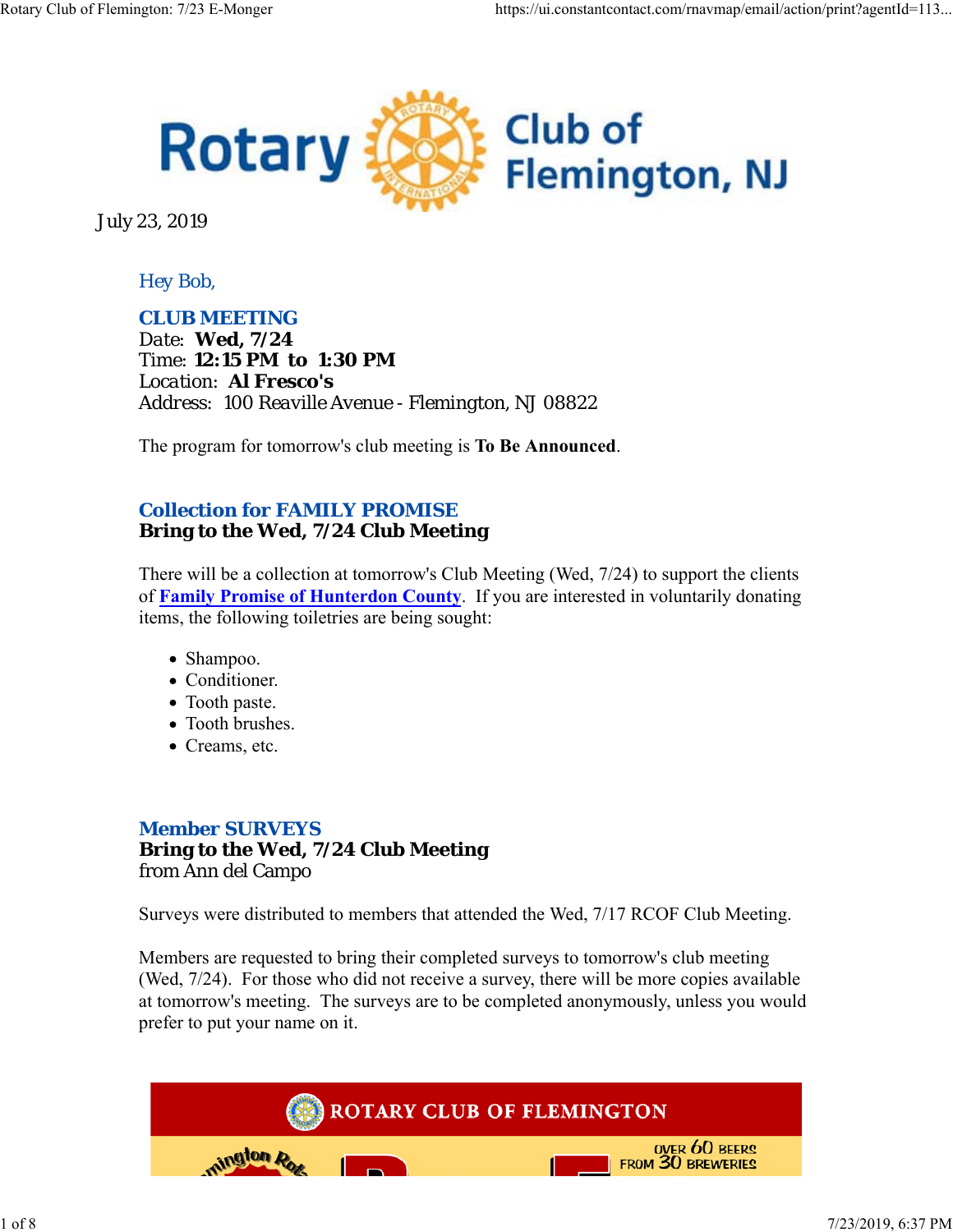Rotary Club of Flemington, NJ

July 23, 2019

Hey Bob,

## CLUB MEETING

Date: **Wed, 7/24**
Time: **12:15 PM to 1:30 PM**
Location: **Al Fresco's**
Address: 100 Reaville Avenue - Flemington, NJ 08822

The program for tomorrow's club meeting is **To Be Announced**.

## Collection for FAMILY PROMISE

**Bring to the Wed, 7/24 Club Meeting**

There will be a collection at tomorrow's Club Meeting (Wed, 7/24) to support the clients of **Family Promise of Hunterdon County**. If you are interested in voluntarily donating items, the following toiletries are being sought:

- Shampoo.
- Conditioner.
- Tooth paste.
- Tooth brushes.
- Creams, etc.

## Member SURVEYS

**Bring to the Wed, 7/24 Club Meeting**
from Ann del Campo

Surveys were distributed to members that attended the Wed, 7/17 RCOF Club Meeting.

Members are requested to bring their completed surveys to tomorrow's club meeting (Wed, 7/24). For those who did not receive a survey, there will be more copies available at tomorrow's meeting. The surveys are to be completed anonymously, unless you would prefer to put your name on it.

ROTARY CLUB OF FLEMINGTON

OVER 60 BEERS FROM 30 BREWERIES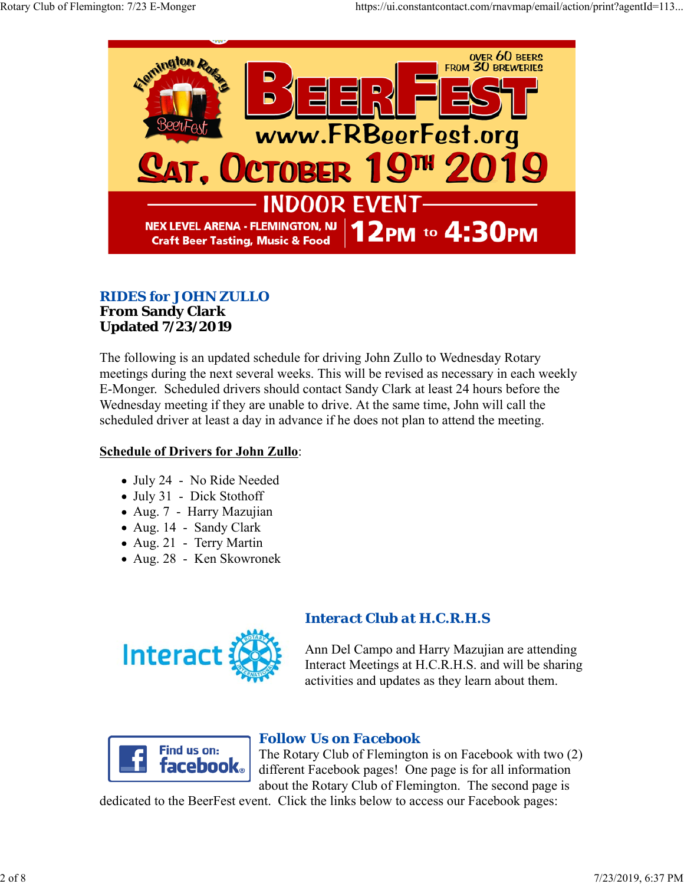## RIDES for JOHN ZULLO

**From Sandy Clark**
**Updated 7/23/2019**

The following is an updated schedule for driving John Zullo to Wednesday Rotary meetings during the next several weeks. This will be revised as necessary in each weekly E-Monger. Scheduled drivers should contact Sandy Clark at least 24 hours before the Wednesday meeting if they are unable to drive. At the same time, John will call the scheduled driver at least a day in advance if he does not plan to attend the meeting.

**Schedule of Drivers for John Zullo**:

- July 24 - No Ride Needed
- July 31 - Dick Stothoff
- Aug. 7 - Harry Mazujian
- Aug. 14 - Sandy Clark
- Aug. 21 - Terry Martin
- Aug. 28 - Ken Skowronek

## Interact Club at H.C.R.H.S

Ann Del Campo and Harry Mazujian are attending Interact Meetings at H.C.R.H.S. and will be sharing activities and updates as they learn about them.

## Follow Us on Facebook

The Rotary Club of Flemington is on Facebook with two (2) different Facebook pages! One page is for all information about the Rotary Club of Flemington. The second page is dedicated to the BeerFest event. Click the links below to access our Facebook pages: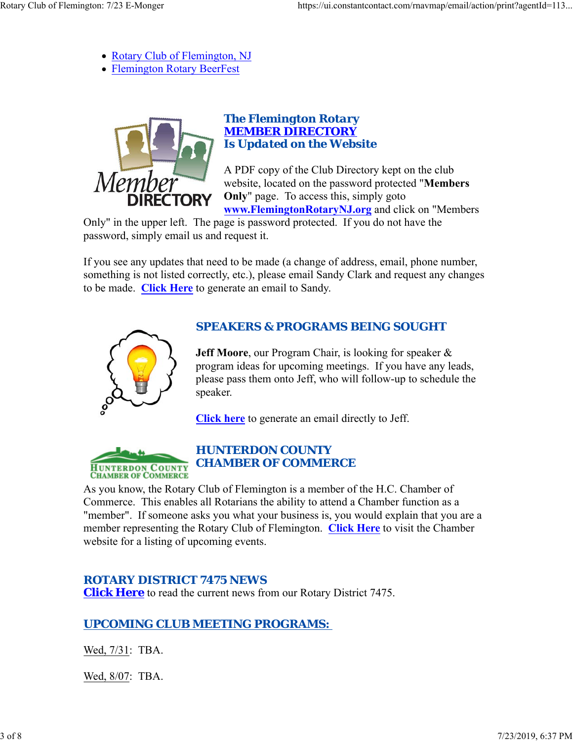- Rotary Club of Flemington, NJ
- Flemington Rotary BeerFest

## The Flemington Rotary MEMBER DIRECTORY Is Updated on the Website

A PDF copy of the Club Directory kept on the club website, located on the password protected "**Members Only**" page. To access this, simply goto **www.FlemingtonRotaryNJ.org** and click on "Members Only" in the upper left. The page is password protected. If you do not have the password, simply email us and request it.

If you see any updates that need to be made (a change of address, email, phone number, something is not listed correctly, etc.), please email Sandy Clark and request any changes to be made. **Click Here** to generate an email to Sandy.

## SPEAKERS & PROGRAMS BEING SOUGHT

**Jeff Moore**, our Program Chair, is looking for speaker & program ideas for upcoming meetings. If you have any leads, please pass them onto Jeff, who will follow-up to schedule the speaker.

**Click here** to generate an email directly to Jeff.

## HUNTERDON COUNTY CHAMBER OF COMMERCE

As you know, the Rotary Club of Flemington is a member of the H.C. Chamber of Commerce. This enables all Rotarians the ability to attend a Chamber function as a "member". If someone asks you what your business is, you would explain that you are a member representing the Rotary Club of Flemington. **Click Here** to visit the Chamber website for a listing of upcoming events.

## ROTARY DISTRICT 7475 NEWS

**Click Here** to read the current news from our Rotary District 7475.

## UPCOMING CLUB MEETING PROGRAMS:

Wed, 7/31: TBA.

Wed, 8/07: TBA.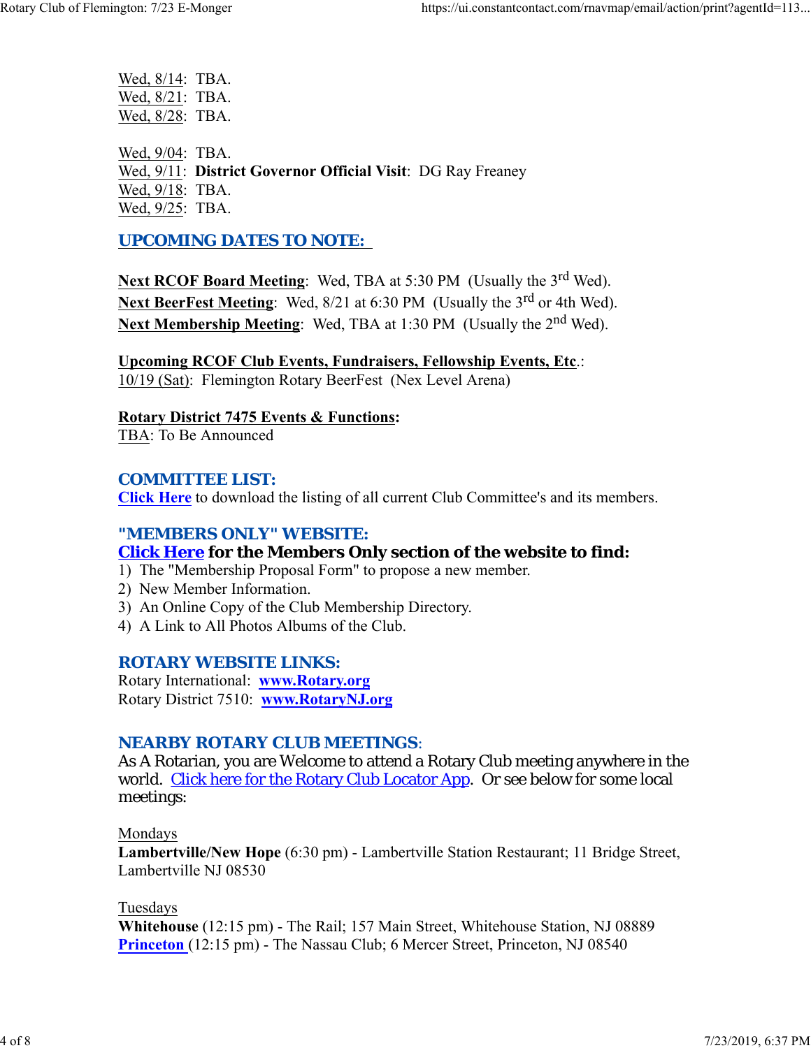Wed, 8/14: TBA.
Wed, 8/21: TBA.
Wed, 8/28: TBA.

Wed, 9/04: TBA.
Wed, 9/11: **District Governor Official Visit**: DG Ray Freaney
Wed, 9/18: TBA.
Wed, 9/25: TBA.

## UPCOMING DATES TO NOTE:

**Next RCOF Board Meeting**: Wed, TBA at 5:30 PM (Usually the 3rd Wed).
**Next BeerFest Meeting**: Wed, 8/21 at 6:30 PM (Usually the 3rd or 4th Wed).
**Next Membership Meeting**: Wed, TBA at 1:30 PM (Usually the 2nd Wed).

**Upcoming RCOF Club Events, Fundraisers, Fellowship Events, Etc**.:
10/19 (Sat): Flemington Rotary BeerFest (Nex Level Arena)

**Rotary District 7475 Events & Functions:**
TBA: To Be Announced

## COMMITTEE LIST:

Click Here to download the listing of all current Club Committee's and its members.

## "MEMBERS ONLY" WEBSITE:

**Click Here for the Members Only section of the website to find:**

1) The "Membership Proposal Form" to propose a new member.
2) New Member Information.
3) An Online Copy of the Club Membership Directory.
4) A Link to All Photos Albums of the Club.

## ROTARY WEBSITE LINKS:

Rotary International: **www.Rotary.org**
Rotary District 7510: **www.RotaryNJ.org**

## NEARBY ROTARY CLUB MEETINGS:

As A Rotarian, you are Welcome to attend a Rotary Club meeting anywhere in the world. Click here for the Rotary Club Locator App. Or see below for some local meetings:

Mondays
**Lambertville/New Hope** (6:30 pm) - Lambertville Station Restaurant; 11 Bridge Street, Lambertville NJ 08530

Tuesdays
**Whitehouse** (12:15 pm) - The Rail; 157 Main Street, Whitehouse Station, NJ 08889
**Princeton** (12:15 pm) - The Nassau Club; 6 Mercer Street, Princeton, NJ 08540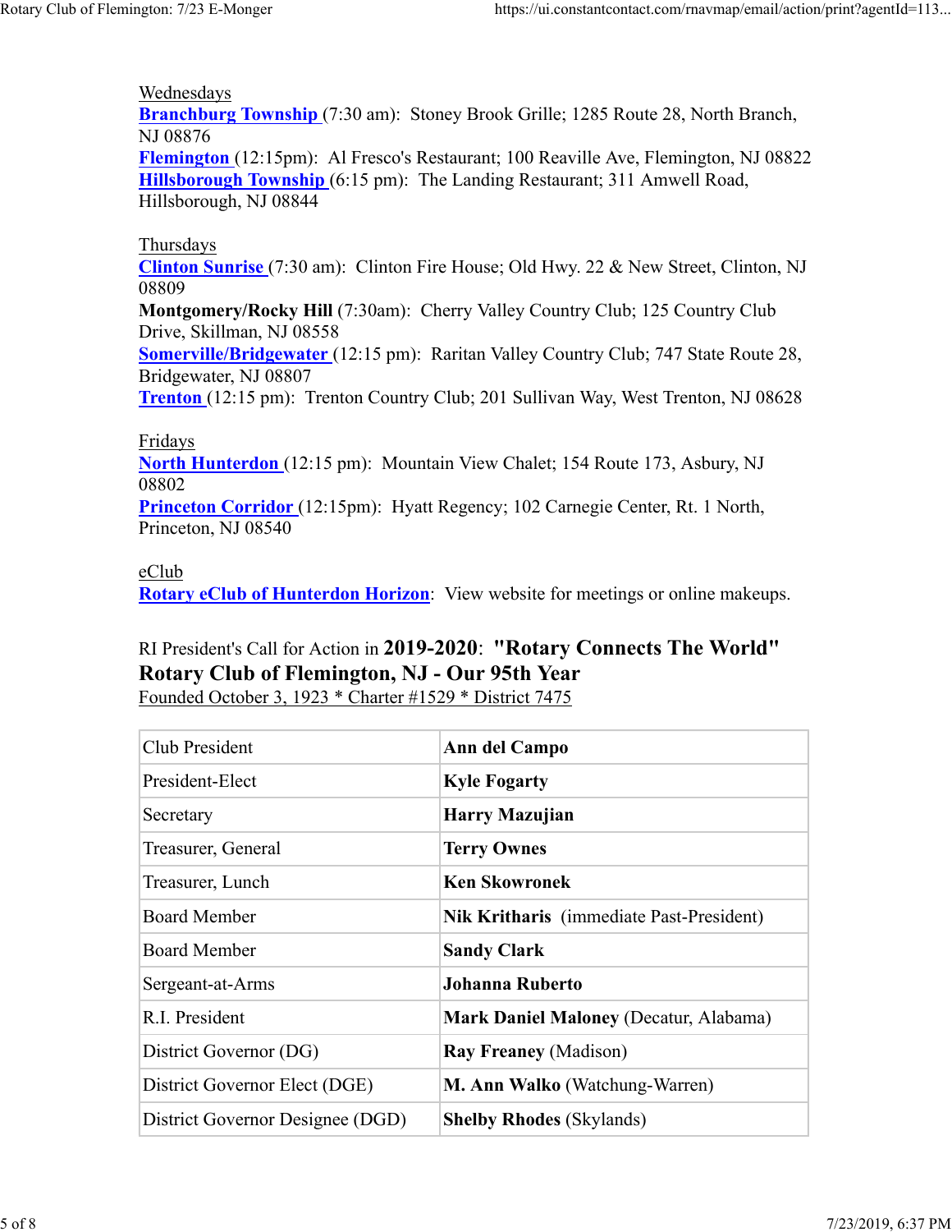Wednesdays
**Branchburg Township** (7:30 am): Stoney Brook Grille; 1285 Route 28, North Branch, NJ 08876
**Flemington** (12:15pm): Al Fresco's Restaurant; 100 Reaville Ave, Flemington, NJ 08822
**Hillsborough Township** (6:15 pm): The Landing Restaurant; 311 Amwell Road, Hillsborough, NJ 08844

Thursdays
**Clinton Sunrise** (7:30 am): Clinton Fire House; Old Hwy. 22 & New Street, Clinton, NJ 08809
**Montgomery/Rocky Hill** (7:30am): Cherry Valley Country Club; 125 Country Club Drive, Skillman, NJ 08558
**Somerville/Bridgewater** (12:15 pm): Raritan Valley Country Club; 747 State Route 28, Bridgewater, NJ 08807
**Trenton** (12:15 pm): Trenton Country Club; 201 Sullivan Way, West Trenton, NJ 08628

Fridays
**North Hunterdon** (12:15 pm): Mountain View Chalet; 154 Route 173, Asbury, NJ 08802
**Princeton Corridor** (12:15pm): Hyatt Regency; 102 Carnegie Center, Rt. 1 North, Princeton, NJ 08540

eClub
**Rotary eClub of Hunterdon Horizon**: View website for meetings or online makeups.

RI President's Call for Action in **2019-2020**: **"Rotary Connects The World"**
**Rotary Club of Flemington, NJ - Our 95th Year**
Founded October 3, 1923 * Charter #1529 * District 7475

| Club President | **Ann del Campo** |
|---|---|
| President-Elect | **Kyle Fogarty** |
| Secretary | **Harry Mazujian** |
| Treasurer, General | **Terry Ownes** |
| Treasurer, Lunch | **Ken Skowronek** |
| Board Member | **Nik Kritharis** (immediate Past-President) |
| Board Member | **Sandy Clark** |
| Sergeant-at-Arms | **Johanna Ruberto** |
| R.I. President | **Mark Daniel Maloney** (Decatur, Alabama) |
| District Governor (DG) | **Ray Freaney** (Madison) |
| District Governor Elect (DGE) | **M. Ann Walko** (Watchung-Warren) |
| District Governor Designee (DGD) | **Shelby Rhodes** (Skylands) |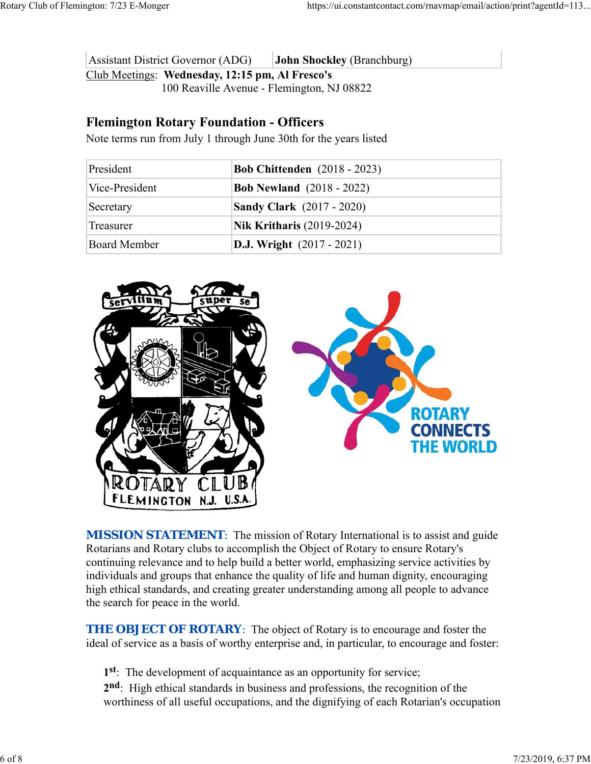| Assistant District Governor (ADG) | **John Shockley** (Branchburg) |
|---|---|

Club Meetings: **Wednesday, 12:15 pm, Al Fresco's**
100 Reaville Avenue - Flemington, NJ 08822

## Flemington Rotary Foundation - Officers

Note terms run from July 1 through June 30th for the years listed

| President | **Bob Chittenden** (2018 - 2023) |
|---|---|
| Vice-President | **Bob Newland** (2018 - 2022) |
| Secretary | **Sandy Clark** (2017 - 2020) |
| Treasurer | **Nik Kritharis** (2019-2024) |
| Board Member | **D.J. Wright** (2017 - 2021) |

**MISSION STATEMENT**: The mission of Rotary International is to assist and guide Rotarians and Rotary clubs to accomplish the Object of Rotary to ensure Rotary's continuing relevance and to help build a better world, emphasizing service activities by individuals and groups that enhance the quality of life and human dignity, encouraging high ethical standards, and creating greater understanding among all people to advance the search for peace in the world.

**THE OBJECT OF ROTARY**: The object of Rotary is to encourage and foster the ideal of service as a basis of worthy enterprise and, in particular, to encourage and foster:

1st: The development of acquaintance as an opportunity for service;
2nd: High ethical standards in business and professions, the recognition of the worthiness of all useful occupations, and the dignifying of each Rotarian's occupation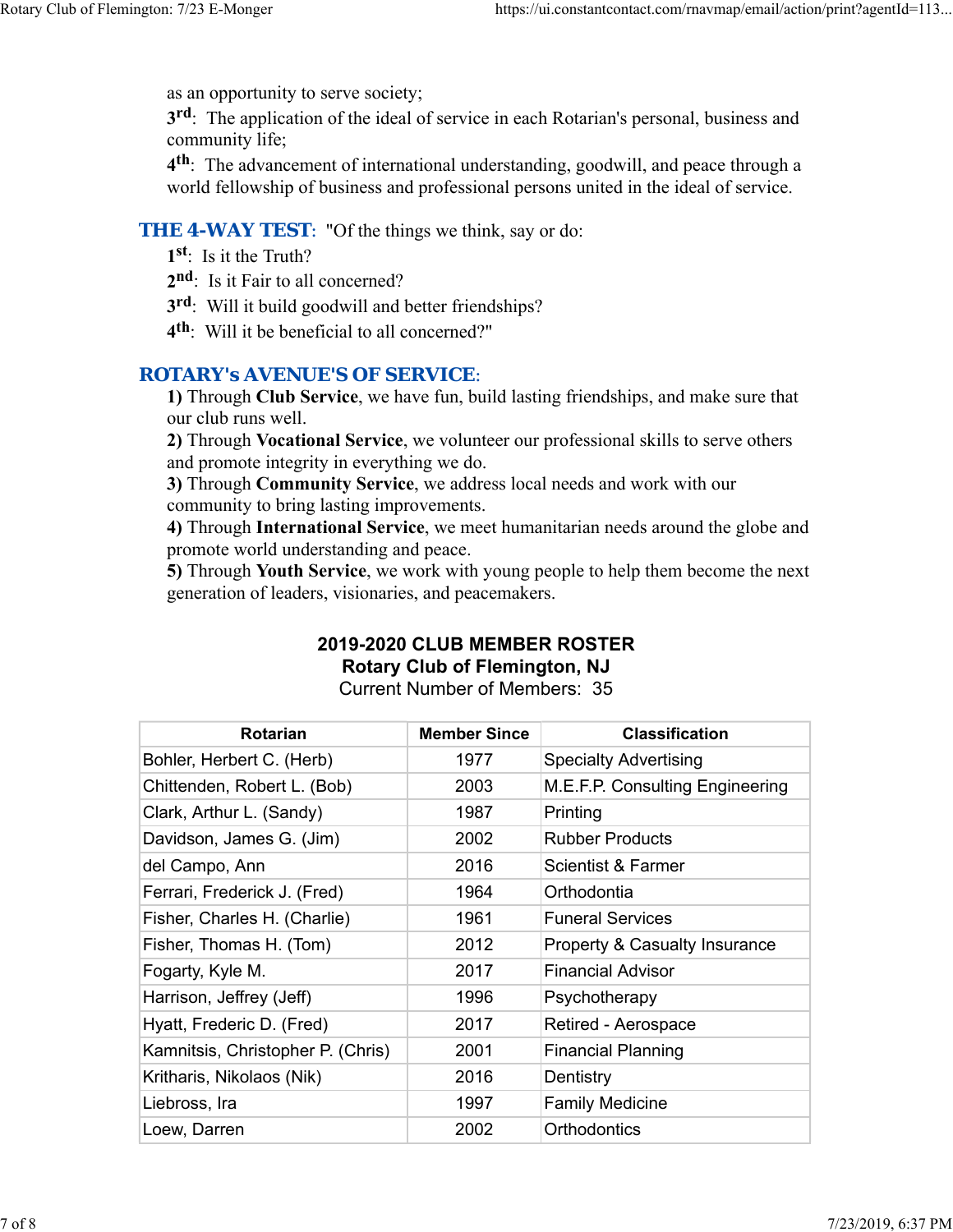as an opportunity to serve society;

**3rd**: The application of the ideal of service in each Rotarian's personal, business and community life;

**4th**: The advancement of international understanding, goodwill, and peace through a world fellowship of business and professional persons united in the ideal of service.

## THE 4-WAY TEST: "Of the things we think, say or do:

**1st**: Is it the Truth?

**2nd**: Is it Fair to all concerned?

**3rd**: Will it build goodwill and better friendships?

**4th**: Will it be beneficial to all concerned?"

## ROTARY's AVENUE'S OF SERVICE:

**1)** Through **Club Service**, we have fun, build lasting friendships, and make sure that our club runs well.

**2)** Through **Vocational Service**, we volunteer our professional skills to serve others and promote integrity in everything we do.

**3)** Through **Community Service**, we address local needs and work with our community to bring lasting improvements.

**4)** Through **International Service**, we meet humanitarian needs around the globe and promote world understanding and peace.

**5)** Through **Youth Service**, we work with young people to help them become the next generation of leaders, visionaries, and peacemakers.

**2019-2020 CLUB MEMBER ROSTER**
**Rotary Club of Flemington, NJ**
Current Number of Members: 35

| Rotarian | Member Since | Classification |
|---|---|---|
| Bohler, Herbert C. (Herb) | 1977 | Specialty Advertising |
| Chittenden, Robert L. (Bob) | 2003 | M.E.F.P. Consulting Engineering |
| Clark, Arthur L. (Sandy) | 1987 | Printing |
| Davidson, James G. (Jim) | 2002 | Rubber Products |
| del Campo, Ann | 2016 | Scientist & Farmer |
| Ferrari, Frederick J. (Fred) | 1964 | Orthodontia |
| Fisher, Charles H. (Charlie) | 1961 | Funeral Services |
| Fisher, Thomas H. (Tom) | 2012 | Property & Casualty Insurance |
| Fogarty, Kyle M. | 2017 | Financial Advisor |
| Harrison, Jeffrey (Jeff) | 1996 | Psychotherapy |
| Hyatt, Frederic D. (Fred) | 2017 | Retired - Aerospace |
| Kamnitsis, Christopher P. (Chris) | 2001 | Financial Planning |
| Kritharis, Nikolaos (Nik) | 2016 | Dentistry |
| Liebross, Ira | 1997 | Family Medicine |
| Loew, Darren | 2002 | Orthodontics |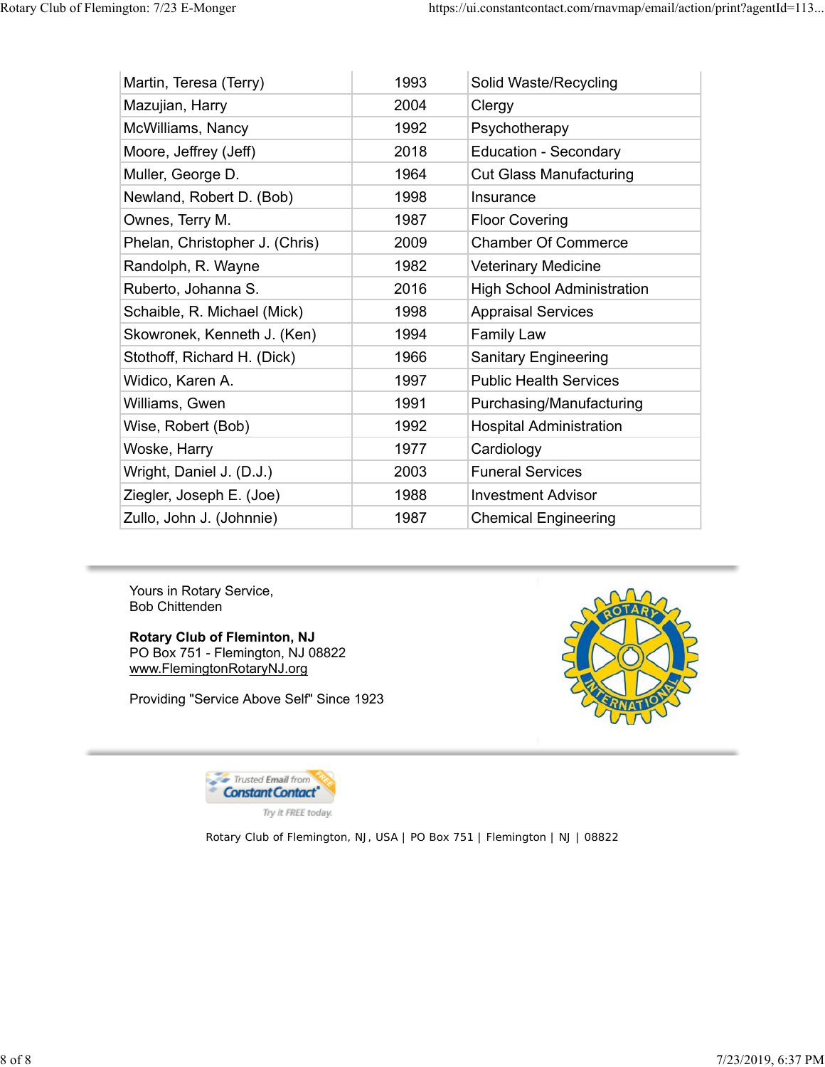| | | |
|---|---|---|
| Martin, Teresa (Terry) | 1993 | Solid Waste/Recycling |
| Mazujian, Harry | 2004 | Clergy |
| McWilliams, Nancy | 1992 | Psychotherapy |
| Moore, Jeffrey (Jeff) | 2018 | Education - Secondary |
| Muller, George D. | 1964 | Cut Glass Manufacturing |
| Newland, Robert D. (Bob) | 1998 | Insurance |
| Ownes, Terry M. | 1987 | Floor Covering |
| Phelan, Christopher J. (Chris) | 2009 | Chamber Of Commerce |
| Randolph, R. Wayne | 1982 | Veterinary Medicine |
| Ruberto, Johanna S. | 2016 | High School Administration |
| Schaible, R. Michael (Mick) | 1998 | Appraisal Services |
| Skowronek, Kenneth J. (Ken) | 1994 | Family Law |
| Stothoff, Richard H. (Dick) | 1966 | Sanitary Engineering |
| Widico, Karen A. | 1997 | Public Health Services |
| Williams, Gwen | 1991 | Purchasing/Manufacturing |
| Wise, Robert (Bob) | 1992 | Hospital Administration |
| Woske, Harry | 1977 | Cardiology |
| Wright, Daniel J. (D.J.) | 2003 | Funeral Services |
| Ziegler, Joseph E. (Joe) | 1988 | Investment Advisor |
| Zullo, John J. (Johnnie) | 1987 | Chemical Engineering |

Yours in Rotary Service,
Bob Chittenden

**Rotary Club of Fleminton, NJ**
PO Box 751 - Flemington, NJ 08822
www.FlemingtonRotaryNJ.org

Providing "Service Above Self" Since 1923

Trusted Email from Constant Contact — Try it FREE today.

Rotary Club of Flemington, NJ, USA | PO Box 751 | Flemington | NJ | 08822